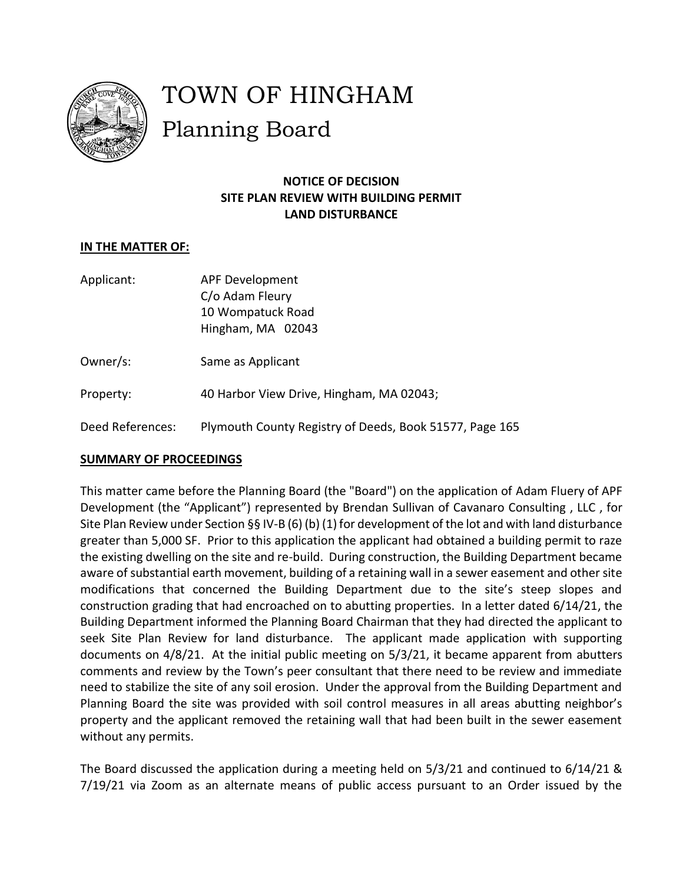# TOWN OF HINGHAM

## Planning Board

**NOTICE OF DECISION**
**SITE PLAN REVIEW WITH BUILDING PERMIT**
**LAND DISTURBANCE**

**IN THE MATTER OF:**

Applicant: APF Development
C/o Adam Fleury
10 Wompatuck Road
Hingham, MA 02043

Owner/s: Same as Applicant

Property: 40 Harbor View Drive, Hingham, MA 02043;

Deed References: Plymouth County Registry of Deeds, Book 51577, Page 165

**SUMMARY OF PROCEEDINGS**

This matter came before the Planning Board (the "Board") on the application of Adam Fluery of APF Development (the "Applicant") represented by Brendan Sullivan of Cavanaro Consulting , LLC , for Site Plan Review under Section §§ IV-B (6) (b) (1) for development of the lot and with land disturbance greater than 5,000 SF. Prior to this application the applicant had obtained a building permit to raze the existing dwelling on the site and re-build. During construction, the Building Department became aware of substantial earth movement, building of a retaining wall in a sewer easement and other site modifications that concerned the Building Department due to the site's steep slopes and construction grading that had encroached on to abutting properties. In a letter dated 6/14/21, the Building Department informed the Planning Board Chairman that they had directed the applicant to seek Site Plan Review for land disturbance. The applicant made application with supporting documents on 4/8/21. At the initial public meeting on 5/3/21, it became apparent from abutters comments and review by the Town's peer consultant that there need to be review and immediate need to stabilize the site of any soil erosion. Under the approval from the Building Department and Planning Board the site was provided with soil control measures in all areas abutting neighbor's property and the applicant removed the retaining wall that had been built in the sewer easement without any permits.

The Board discussed the application during a meeting held on 5/3/21 and continued to 6/14/21 & 7/19/21 via Zoom as an alternate means of public access pursuant to an Order issued by the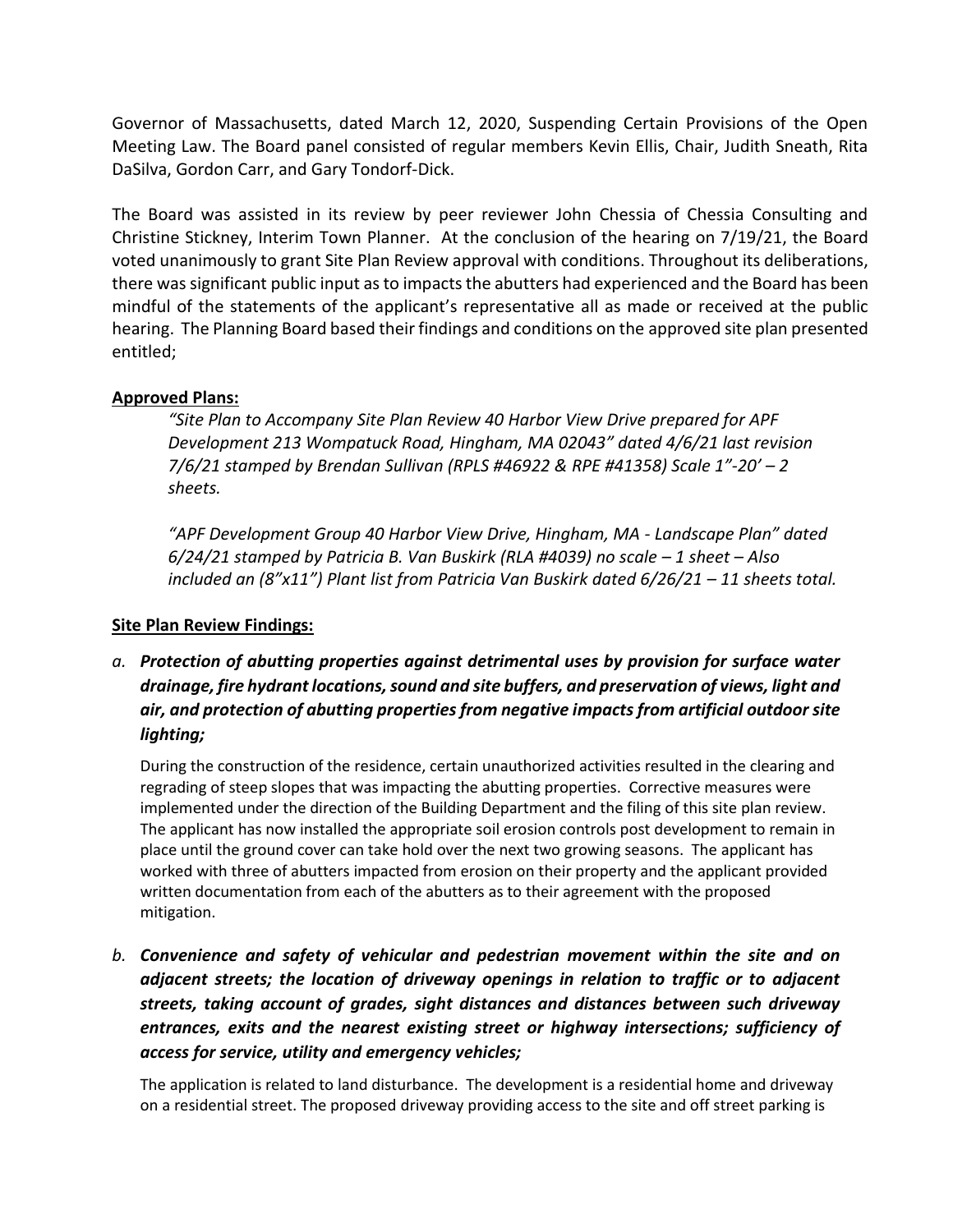Governor of Massachusetts, dated March 12, 2020, Suspending Certain Provisions of the Open Meeting Law. The Board panel consisted of regular members Kevin Ellis, Chair, Judith Sneath, Rita DaSilva, Gordon Carr, and Gary Tondorf-Dick.

The Board was assisted in its review by peer reviewer John Chessia of Chessia Consulting and Christine Stickney, Interim Town Planner. At the conclusion of the hearing on 7/19/21, the Board voted unanimously to grant Site Plan Review approval with conditions. Throughout its deliberations, there was significant public input as to impacts the abutters had experienced and the Board has been mindful of the statements of the applicant's representative all as made or received at the public hearing. The Planning Board based their findings and conditions on the approved site plan presented entitled;

**Approved Plans:**

*"Site Plan to Accompany Site Plan Review 40 Harbor View Drive prepared for APF Development 213 Wompatuck Road, Hingham, MA 02043" dated 4/6/21 last revision 7/6/21 stamped by Brendan Sullivan (RPLS #46922 & RPE #41358) Scale 1"-20' – 2 sheets.*

*"APF Development Group 40 Harbor View Drive, Hingham, MA - Landscape Plan" dated 6/24/21 stamped by Patricia B. Van Buskirk (RLA #4039) no scale – 1 sheet – Also included an (8"x11") Plant list from Patricia Van Buskirk dated 6/26/21 – 11 sheets total.*

**Site Plan Review Findings:**

*a.* ***Protection of abutting properties against detrimental uses by provision for surface water drainage, fire hydrant locations, sound and site buffers, and preservation of views, light and air, and protection of abutting properties from negative impacts from artificial outdoor site lighting;***

During the construction of the residence, certain unauthorized activities resulted in the clearing and regrading of steep slopes that was impacting the abutting properties. Corrective measures were implemented under the direction of the Building Department and the filing of this site plan review. The applicant has now installed the appropriate soil erosion controls post development to remain in place until the ground cover can take hold over the next two growing seasons. The applicant has worked with three of abutters impacted from erosion on their property and the applicant provided written documentation from each of the abutters as to their agreement with the proposed mitigation.

*b.* ***Convenience and safety of vehicular and pedestrian movement within the site and on adjacent streets; the location of driveway openings in relation to traffic or to adjacent streets, taking account of grades, sight distances and distances between such driveway entrances, exits and the nearest existing street or highway intersections; sufficiency of access for service, utility and emergency vehicles;***

The application is related to land disturbance. The development is a residential home and driveway on a residential street. The proposed driveway providing access to the site and off street parking is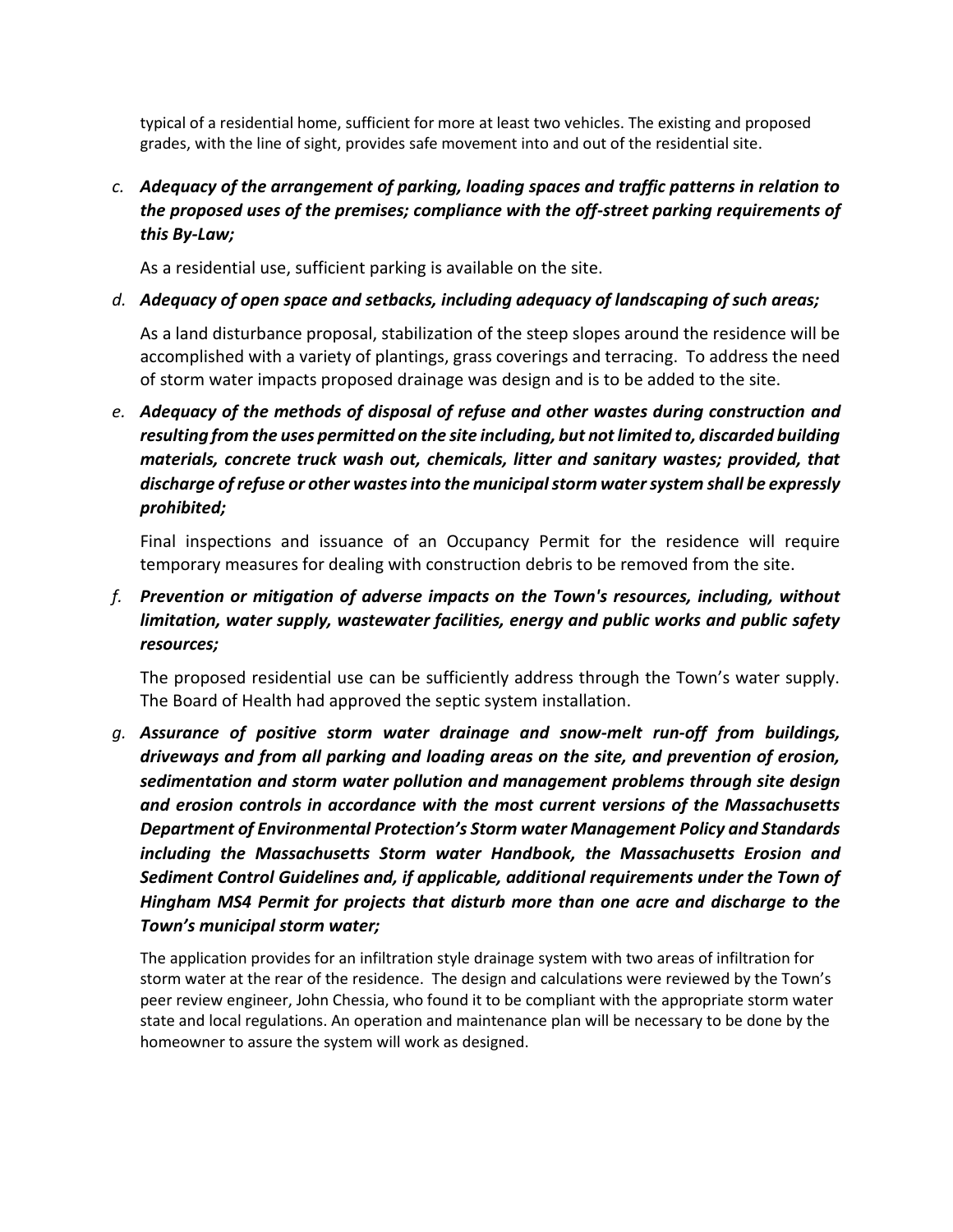typical of a residential home, sufficient for more at least two vehicles. The existing and proposed grades, with the line of sight, provides safe movement into and out of the residential site.

c. ***Adequacy of the arrangement of parking, loading spaces and traffic patterns in relation to the proposed uses of the premises; compliance with the off-street parking requirements of this By-Law;***

   As a residential use, sufficient parking is available on the site.

d. ***Adequacy of open space and setbacks, including adequacy of landscaping of such areas;***

   As a land disturbance proposal, stabilization of the steep slopes around the residence will be accomplished with a variety of plantings, grass coverings and terracing. To address the need of storm water impacts proposed drainage was design and is to be added to the site.

e. ***Adequacy of the methods of disposal of refuse and other wastes during construction and resulting from the uses permitted on the site including, but not limited to, discarded building materials, concrete truck wash out, chemicals, litter and sanitary wastes; provided, that discharge of refuse or other wastes into the municipal storm water system shall be expressly prohibited;***

   Final inspections and issuance of an Occupancy Permit for the residence will require temporary measures for dealing with construction debris to be removed from the site.

f. ***Prevention or mitigation of adverse impacts on the Town's resources, including, without limitation, water supply, wastewater facilities, energy and public works and public safety resources;***

   The proposed residential use can be sufficiently address through the Town's water supply. The Board of Health had approved the septic system installation.

g. ***Assurance of positive storm water drainage and snow-melt run-off from buildings, driveways and from all parking and loading areas on the site, and prevention of erosion, sedimentation and storm water pollution and management problems through site design and erosion controls in accordance with the most current versions of the Massachusetts Department of Environmental Protection's Storm water Management Policy and Standards including the Massachusetts Storm water Handbook, the Massachusetts Erosion and Sediment Control Guidelines and, if applicable, additional requirements under the Town of Hingham MS4 Permit for projects that disturb more than one acre and discharge to the Town's municipal storm water;***

   The application provides for an infiltration style drainage system with two areas of infiltration for storm water at the rear of the residence. The design and calculations were reviewed by the Town's peer review engineer, John Chessia, who found it to be compliant with the appropriate storm water state and local regulations. An operation and maintenance plan will be necessary to be done by the homeowner to assure the system will work as designed.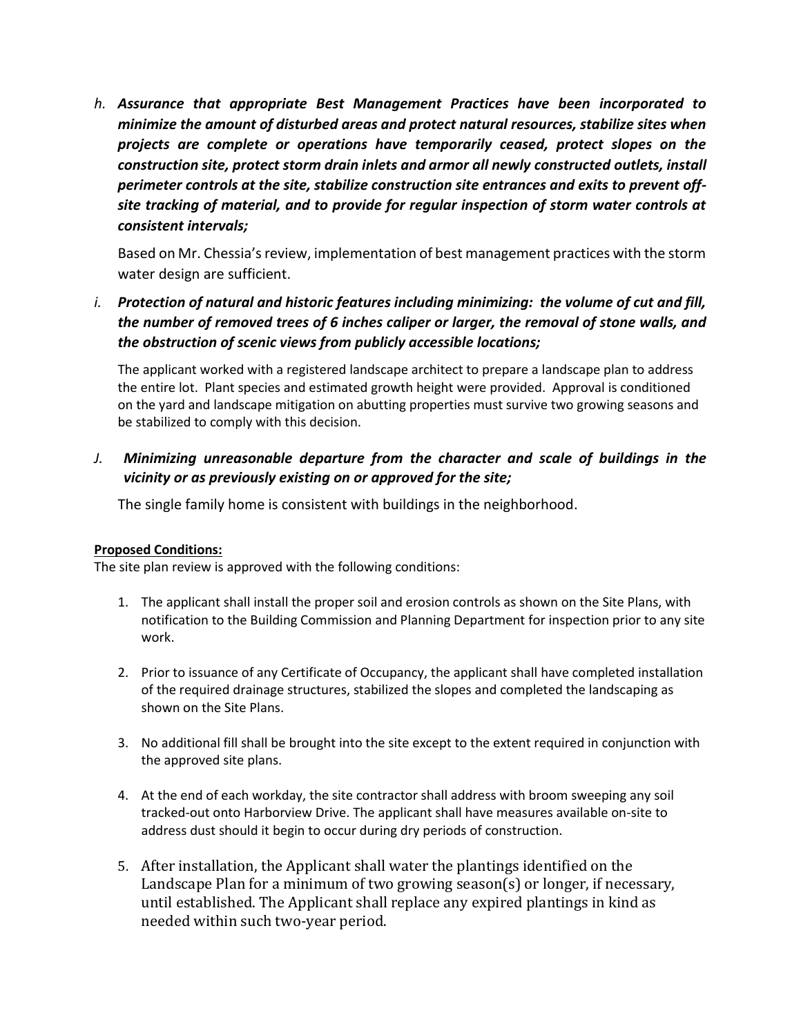*h.* ***Assurance that appropriate Best Management Practices have been incorporated to minimize the amount of disturbed areas and protect natural resources, stabilize sites when projects are complete or operations have temporarily ceased, protect slopes on the construction site, protect storm drain inlets and armor all newly constructed outlets, install perimeter controls at the site, stabilize construction site entrances and exits to prevent off-site tracking of material, and to provide for regular inspection of storm water controls at consistent intervals;***

Based on Mr. Chessia's review, implementation of best management practices with the storm water design are sufficient.

*i.* ***Protection of natural and historic features including minimizing: the volume of cut and fill, the number of removed trees of 6 inches caliper or larger, the removal of stone walls, and the obstruction of scenic views from publicly accessible locations;***

The applicant worked with a registered landscape architect to prepare a landscape plan to address the entire lot. Plant species and estimated growth height were provided. Approval is conditioned on the yard and landscape mitigation on abutting properties must survive two growing seasons and be stabilized to comply with this decision.

*J.* ***Minimizing unreasonable departure from the character and scale of buildings in the vicinity or as previously existing on or approved for the site;***

The single family home is consistent with buildings in the neighborhood.

**Proposed Conditions:**

The site plan review is approved with the following conditions:

1. The applicant shall install the proper soil and erosion controls as shown on the Site Plans, with notification to the Building Commission and Planning Department for inspection prior to any site work.

2. Prior to issuance of any Certificate of Occupancy, the applicant shall have completed installation of the required drainage structures, stabilized the slopes and completed the landscaping as shown on the Site Plans.

3. No additional fill shall be brought into the site except to the extent required in conjunction with the approved site plans.

4. At the end of each workday, the site contractor shall address with broom sweeping any soil tracked-out onto Harborview Drive. The applicant shall have measures available on-site to address dust should it begin to occur during dry periods of construction.

5. After installation, the Applicant shall water the plantings identified on the Landscape Plan for a minimum of two growing season(s) or longer, if necessary, until established. The Applicant shall replace any expired plantings in kind as needed within such two-year period.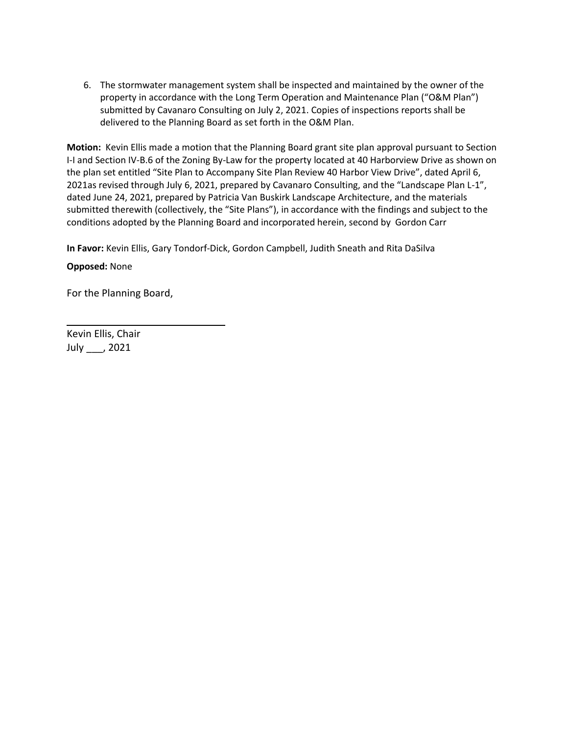6. The stormwater management system shall be inspected and maintained by the owner of the property in accordance with the Long Term Operation and Maintenance Plan ("O&M Plan") submitted by Cavanaro Consulting on July 2, 2021. Copies of inspections reports shall be delivered to the Planning Board as set forth in the O&M Plan.

**Motion:** Kevin Ellis made a motion that the Planning Board grant site plan approval pursuant to Section I-I and Section IV-B.6 of the Zoning By-Law for the property located at 40 Harborview Drive as shown on the plan set entitled "Site Plan to Accompany Site Plan Review 40 Harbor View Drive", dated April 6, 2021as revised through July 6, 2021, prepared by Cavanaro Consulting, and the "Landscape Plan L-1", dated June 24, 2021, prepared by Patricia Van Buskirk Landscape Architecture, and the materials submitted therewith (collectively, the "Site Plans"), in accordance with the findings and subject to the conditions adopted by the Planning Board and incorporated herein, second by Gordon Carr

**In Favor:** Kevin Ellis, Gary Tondorf-Dick, Gordon Campbell, Judith Sneath and Rita DaSilva

**Opposed:** None

For the Planning Board,

_______________________________

Kevin Ellis, Chair
July ___, 2021